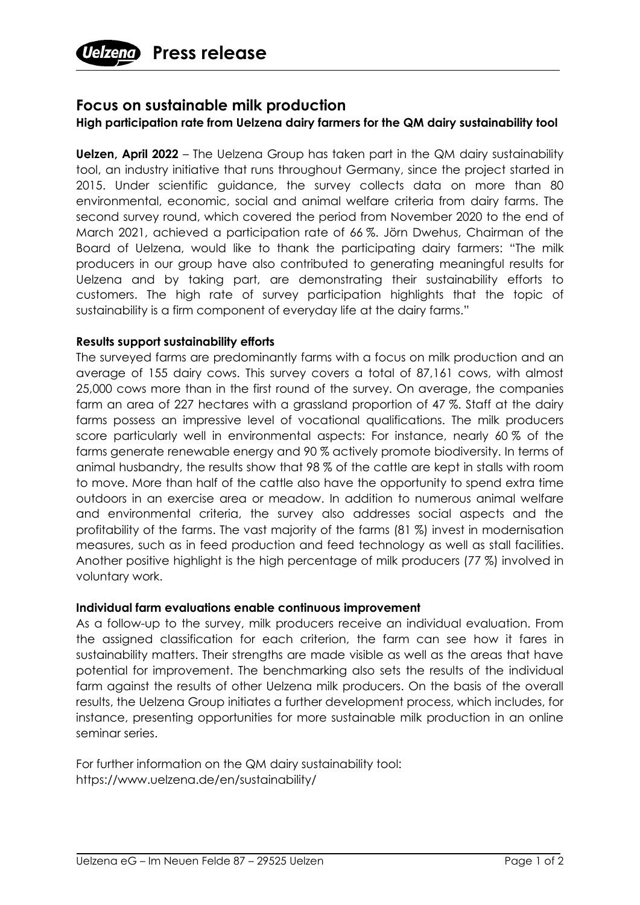**Press release**

# Focus on sustainable milk production

**High participation rate from Uelzena dairy farmers for the QM dairy sustainability tool**

**Uelzen, April 2022** – The Uelzena Group has taken part in the QM dairy sustainability tool, an industry initiative that runs throughout Germany, since the project started in 2015. Under scientific guidance, the survey collects data on more than 80 environmental, economic, social and animal welfare criteria from dairy farms. The second survey round, which covered the period from November 2020 to the end of March 2021, achieved a participation rate of 66 %. Jörn Dwehus, Chairman of the Board of Uelzena, would like to thank the participating dairy farmers: "The milk producers in our group have also contributed to generating meaningful results for Uelzena and by taking part, are demonstrating their sustainability efforts to customers. The high rate of survey participation highlights that the topic of sustainability is a firm component of everyday life at the dairy farms."

**Results support sustainability efforts**

The surveyed farms are predominantly farms with a focus on milk production and an average of 155 dairy cows. This survey covers a total of 87,161 cows, with almost 25,000 cows more than in the first round of the survey. On average, the companies farm an area of 227 hectares with a grassland proportion of 47 %. Staff at the dairy farms possess an impressive level of vocational qualifications. The milk producers score particularly well in environmental aspects: For instance, nearly 60 % of the farms generate renewable energy and 90 % actively promote biodiversity. In terms of animal husbandry, the results show that 98 % of the cattle are kept in stalls with room to move. More than half of the cattle also have the opportunity to spend extra time outdoors in an exercise area or meadow. In addition to numerous animal welfare and environmental criteria, the survey also addresses social aspects and the profitability of the farms. The vast majority of the farms (81 %) invest in modernisation measures, such as in feed production and feed technology as well as stall facilities. Another positive highlight is the high percentage of milk producers (77 %) involved in voluntary work.

**Individual farm evaluations enable continuous improvement**

As a follow-up to the survey, milk producers receive an individual evaluation. From the assigned classification for each criterion, the farm can see how it fares in sustainability matters. Their strengths are made visible as well as the areas that have potential for improvement. The benchmarking also sets the results of the individual farm against the results of other Uelzena milk producers. On the basis of the overall results, the Uelzena Group initiates a further development process, which includes, for instance, presenting opportunities for more sustainable milk production in an online seminar series.

For further information on the QM dairy sustainability tool:
https://www.uelzena.de/en/sustainability/

Uelzena eG – Im Neuen Felde 87 – 29525 Uelzen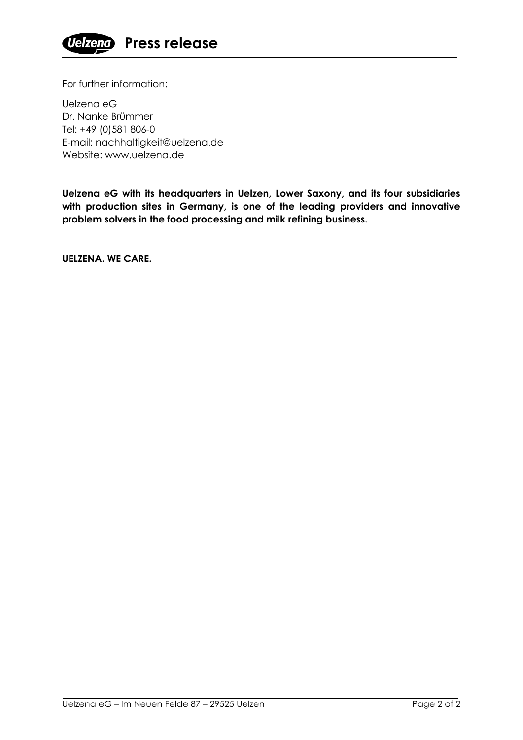For further information:

Uelzena eG
Dr. Nanke Brümmer
Tel: +49 (0)581 806-0
E-mail: nachhaltigkeit@uelzena.de
Website: www.uelzena.de

**Uelzena eG with its headquarters in Uelzen, Lower Saxony, and its four subsidiaries with production sites in Germany, is one of the leading providers and innovative problem solvers in the food processing and milk refining business.**

**UELZENA. WE CARE.**

Uelzena eG – Im Neuen Felde 87 – 29525 Uelzen